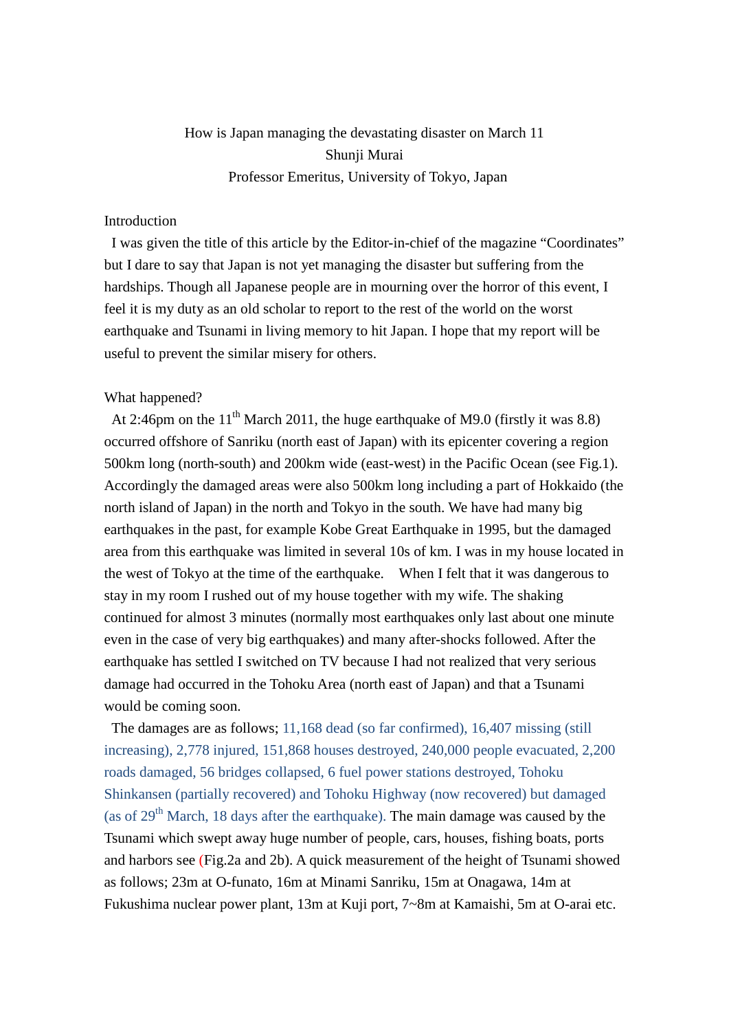# How is Japan managing the devastating disaster on March 11

Shunji Murai

Professor Emeritus, University of Tokyo, Japan

## Introduction

I was given the title of this article by the Editor-in-chief of the magazine "Coordinates" but I dare to say that Japan is not yet managing the disaster but suffering from the hardships. Though all Japanese people are in mourning over the horror of this event, I feel it is my duty as an old scholar to report to the rest of the world on the worst earthquake and Tsunami in living memory to hit Japan. I hope that my report will be useful to prevent the similar misery for others.

## What happened?

At 2:46pm on the 11th March 2011, the huge earthquake of M9.0 (firstly it was 8.8) occurred offshore of Sanriku (north east of Japan) with its epicenter covering a region 500km long (north-south) and 200km wide (east-west) in the Pacific Ocean (see Fig.1). Accordingly the damaged areas were also 500km long including a part of Hokkaido (the north island of Japan) in the north and Tokyo in the south. We have had many big earthquakes in the past, for example Kobe Great Earthquake in 1995, but the damaged area from this earthquake was limited in several 10s of km. I was in my house located in the west of Tokyo at the time of the earthquake. When I felt that it was dangerous to stay in my room I rushed out of my house together with my wife. The shaking continued for almost 3 minutes (normally most earthquakes only last about one minute even in the case of very big earthquakes) and many after-shocks followed. After the earthquake has settled I switched on TV because I had not realized that very serious damage had occurred in the Tohoku Area (north east of Japan) and that a Tsunami would be coming soon.

The damages are as follows; 11,168 dead (so far confirmed), 16,407 missing (still increasing), 2,778 injured, 151,868 houses destroyed, 240,000 people evacuated, 2,200 roads damaged, 56 bridges collapsed, 6 fuel power stations destroyed, Tohoku Shinkansen (partially recovered) and Tohoku Highway (now recovered) but damaged (as of 29th March, 18 days after the earthquake). The main damage was caused by the Tsunami which swept away huge number of people, cars, houses, fishing boats, ports and harbors see (Fig.2a and 2b). A quick measurement of the height of Tsunami showed as follows; 23m at O-funato, 16m at Minami Sanriku, 15m at Onagawa, 14m at Fukushima nuclear power plant, 13m at Kuji port, 7~8m at Kamaishi, 5m at O-arai etc.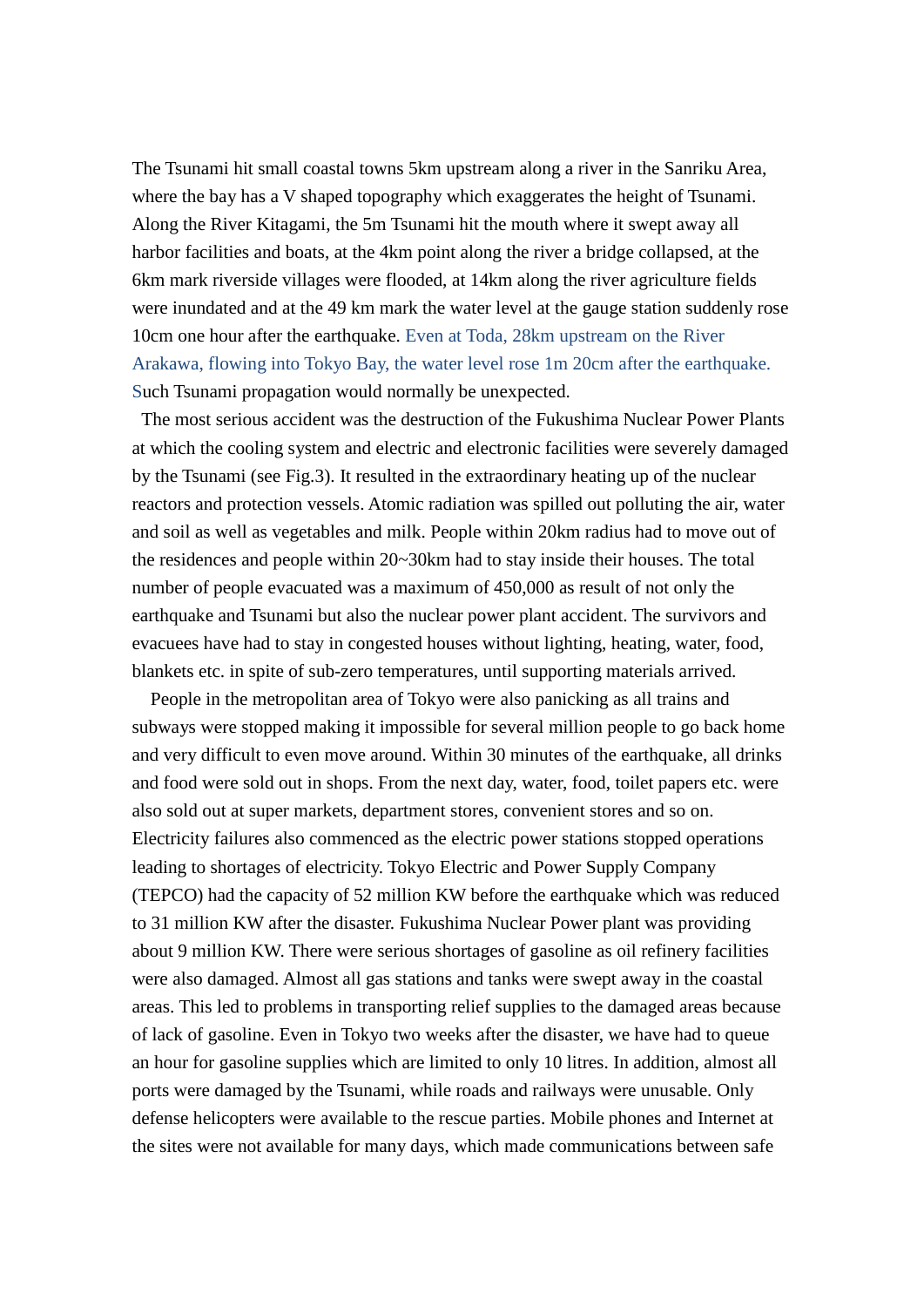The Tsunami hit small coastal towns 5km upstream along a river in the Sanriku Area, where the bay has a V shaped topography which exaggerates the height of Tsunami. Along the River Kitagami, the 5m Tsunami hit the mouth where it swept away all harbor facilities and boats, at the 4km point along the river a bridge collapsed, at the 6km mark riverside villages were flooded, at 14km along the river agriculture fields were inundated and at the 49 km mark the water level at the gauge station suddenly rose 10cm one hour after the earthquake. Even at Toda, 28km upstream on the River Arakawa, flowing into Tokyo Bay, the water level rose 1m 20cm after the earthquake. Such Tsunami propagation would normally be unexpected.

The most serious accident was the destruction of the Fukushima Nuclear Power Plants at which the cooling system and electric and electronic facilities were severely damaged by the Tsunami (see Fig.3). It resulted in the extraordinary heating up of the nuclear reactors and protection vessels. Atomic radiation was spilled out polluting the air, water and soil as well as vegetables and milk. People within 20km radius had to move out of the residences and people within 20~30km had to stay inside their houses. The total number of people evacuated was a maximum of 450,000 as result of not only the earthquake and Tsunami but also the nuclear power plant accident. The survivors and evacuees have had to stay in congested houses without lighting, heating, water, food, blankets etc. in spite of sub-zero temperatures, until supporting materials arrived.

People in the metropolitan area of Tokyo were also panicking as all trains and subways were stopped making it impossible for several million people to go back home and very difficult to even move around. Within 30 minutes of the earthquake, all drinks and food were sold out in shops. From the next day, water, food, toilet papers etc. were also sold out at super markets, department stores, convenient stores and so on. Electricity failures also commenced as the electric power stations stopped operations leading to shortages of electricity. Tokyo Electric and Power Supply Company (TEPCO) had the capacity of 52 million KW before the earthquake which was reduced to 31 million KW after the disaster. Fukushima Nuclear Power plant was providing about 9 million KW. There were serious shortages of gasoline as oil refinery facilities were also damaged. Almost all gas stations and tanks were swept away in the coastal areas. This led to problems in transporting relief supplies to the damaged areas because of lack of gasoline. Even in Tokyo two weeks after the disaster, we have had to queue an hour for gasoline supplies which are limited to only 10 litres. In addition, almost all ports were damaged by the Tsunami, while roads and railways were unusable. Only defense helicopters were available to the rescue parties. Mobile phones and Internet at the sites were not available for many days, which made communications between safe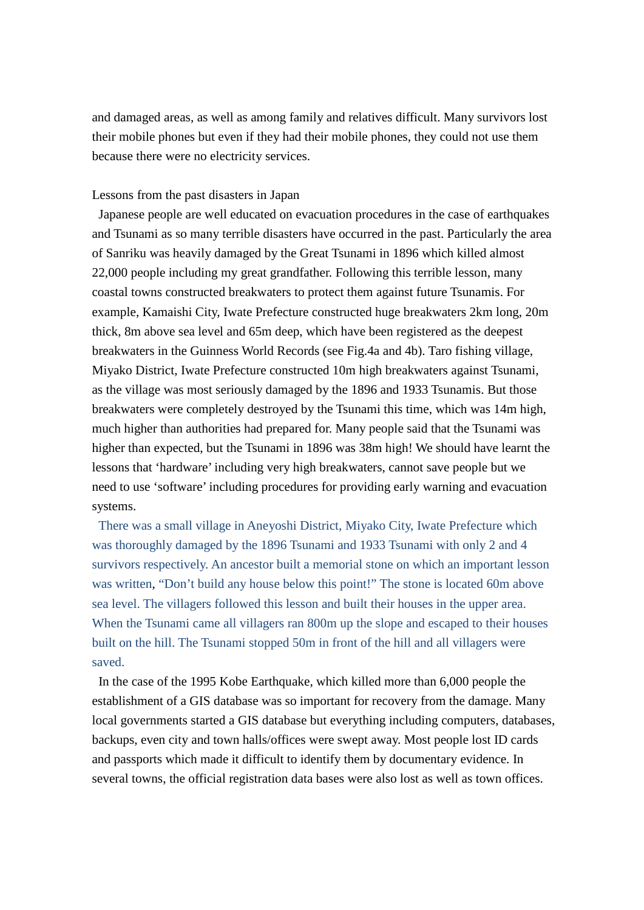and damaged areas, as well as among family and relatives difficult. Many survivors lost their mobile phones but even if they had their mobile phones, they could not use them because there were no electricity services.

## Lessons from the past disasters in Japan

Japanese people are well educated on evacuation procedures in the case of earthquakes and Tsunami as so many terrible disasters have occurred in the past. Particularly the area of Sanriku was heavily damaged by the Great Tsunami in 1896 which killed almost 22,000 people including my great grandfather. Following this terrible lesson, many coastal towns constructed breakwaters to protect them against future Tsunamis. For example, Kamaishi City, Iwate Prefecture constructed huge breakwaters 2km long, 20m thick, 8m above sea level and 65m deep, which have been registered as the deepest breakwaters in the Guinness World Records (see Fig.4a and 4b). Taro fishing village, Miyako District, Iwate Prefecture constructed 10m high breakwaters against Tsunami, as the village was most seriously damaged by the 1896 and 1933 Tsunamis. But those breakwaters were completely destroyed by the Tsunami this time, which was 14m high, much higher than authorities had prepared for. Many people said that the Tsunami was higher than expected, but the Tsunami in 1896 was 38m high! We should have learnt the lessons that 'hardware' including very high breakwaters, cannot save people but we need to use 'software' including procedures for providing early warning and evacuation systems.

There was a small village in Aneyoshi District, Miyako City, Iwate Prefecture which was thoroughly damaged by the 1896 Tsunami and 1933 Tsunami with only 2 and 4 survivors respectively. An ancestor built a memorial stone on which an important lesson was written, "Don't build any house below this point!" The stone is located 60m above sea level. The villagers followed this lesson and built their houses in the upper area. When the Tsunami came all villagers ran 800m up the slope and escaped to their houses built on the hill. The Tsunami stopped 50m in front of the hill and all villagers were saved.

In the case of the 1995 Kobe Earthquake, which killed more than 6,000 people the establishment of a GIS database was so important for recovery from the damage. Many local governments started a GIS database but everything including computers, databases, backups, even city and town halls/offices were swept away. Most people lost ID cards and passports which made it difficult to identify them by documentary evidence. In several towns, the official registration data bases were also lost as well as town offices.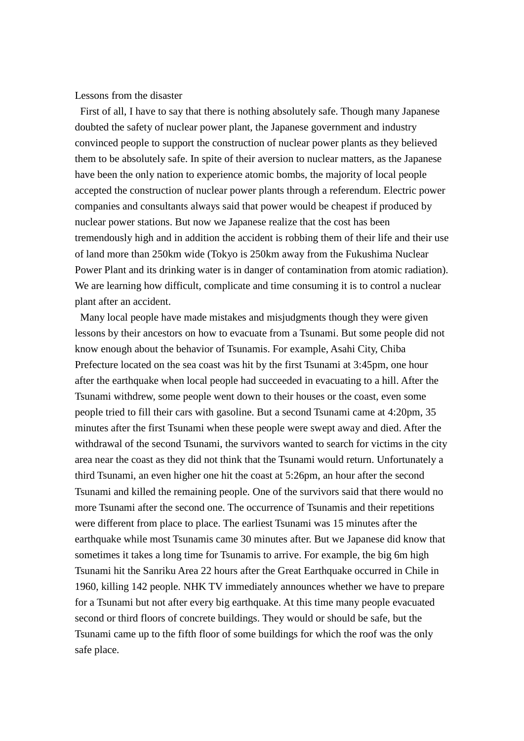Lessons from the disaster

First of all, I have to say that there is nothing absolutely safe. Though many Japanese doubted the safety of nuclear power plant, the Japanese government and industry convinced people to support the construction of nuclear power plants as they believed them to be absolutely safe. In spite of their aversion to nuclear matters, as the Japanese have been the only nation to experience atomic bombs, the majority of local people accepted the construction of nuclear power plants through a referendum. Electric power companies and consultants always said that power would be cheapest if produced by nuclear power stations. But now we Japanese realize that the cost has been tremendously high and in addition the accident is robbing them of their life and their use of land more than 250km wide (Tokyo is 250km away from the Fukushima Nuclear Power Plant and its drinking water is in danger of contamination from atomic radiation). We are learning how difficult, complicate and time consuming it is to control a nuclear plant after an accident.

Many local people have made mistakes and misjudgments though they were given lessons by their ancestors on how to evacuate from a Tsunami. But some people did not know enough about the behavior of Tsunamis. For example, Asahi City, Chiba Prefecture located on the sea coast was hit by the first Tsunami at 3:45pm, one hour after the earthquake when local people had succeeded in evacuating to a hill. After the Tsunami withdrew, some people went down to their houses or the coast, even some people tried to fill their cars with gasoline. But a second Tsunami came at 4:20pm, 35 minutes after the first Tsunami when these people were swept away and died. After the withdrawal of the second Tsunami, the survivors wanted to search for victims in the city area near the coast as they did not think that the Tsunami would return. Unfortunately a third Tsunami, an even higher one hit the coast at 5:26pm, an hour after the second Tsunami and killed the remaining people. One of the survivors said that there would no more Tsunami after the second one. The occurrence of Tsunamis and their repetitions were different from place to place. The earliest Tsunami was 15 minutes after the earthquake while most Tsunamis came 30 minutes after. But we Japanese did know that sometimes it takes a long time for Tsunamis to arrive. For example, the big 6m high Tsunami hit the Sanriku Area 22 hours after the Great Earthquake occurred in Chile in 1960, killing 142 people. NHK TV immediately announces whether we have to prepare for a Tsunami but not after every big earthquake. At this time many people evacuated second or third floors of concrete buildings. They would or should be safe, but the Tsunami came up to the fifth floor of some buildings for which the roof was the only safe place.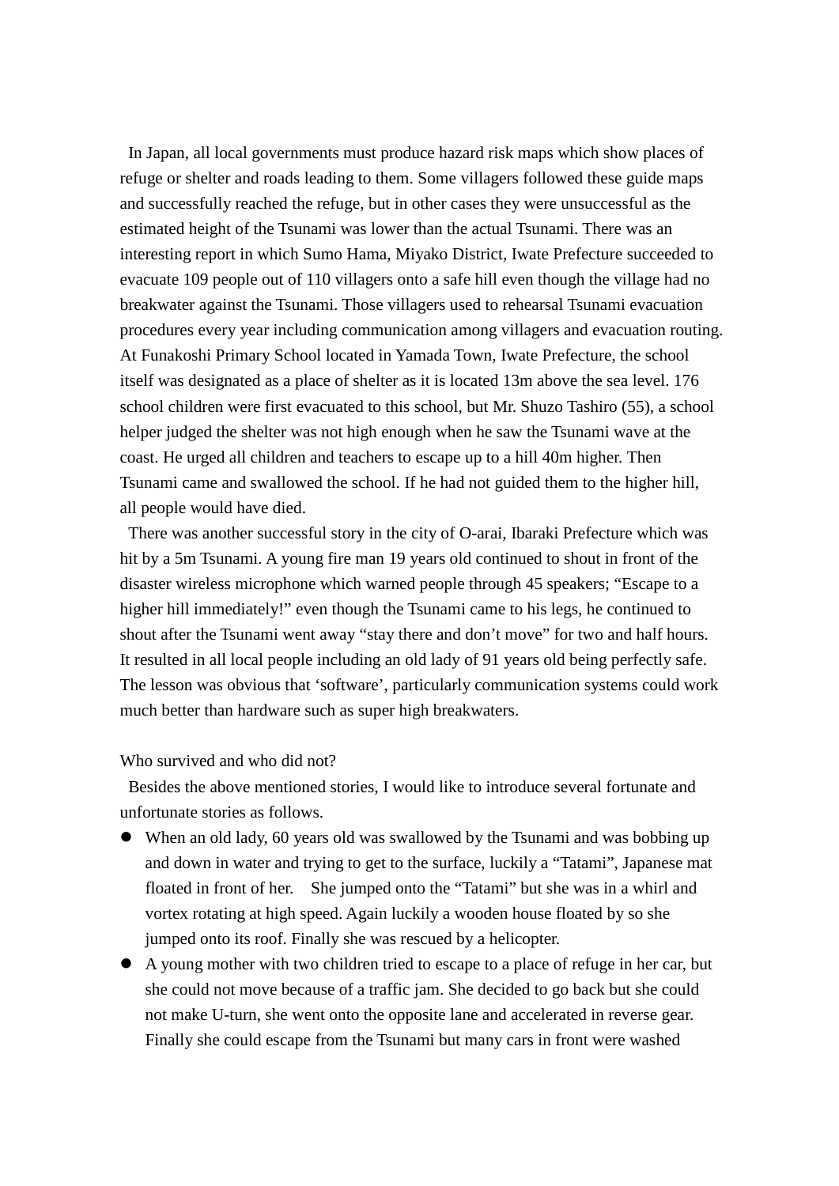In Japan, all local governments must produce hazard risk maps which show places of refuge or shelter and roads leading to them. Some villagers followed these guide maps and successfully reached the refuge, but in other cases they were unsuccessful as the estimated height of the Tsunami was lower than the actual Tsunami. There was an interesting report in which Sumo Hama, Miyako District, Iwate Prefecture succeeded to evacuate 109 people out of 110 villagers onto a safe hill even though the village had no breakwater against the Tsunami. Those villagers used to rehearsal Tsunami evacuation procedures every year including communication among villagers and evacuation routing. At Funakoshi Primary School located in Yamada Town, Iwate Prefecture, the school itself was designated as a place of shelter as it is located 13m above the sea level. 176 school children were first evacuated to this school, but Mr. Shuzo Tashiro (55), a school helper judged the shelter was not high enough when he saw the Tsunami wave at the coast. He urged all children and teachers to escape up to a hill 40m higher. Then Tsunami came and swallowed the school. If he had not guided them to the higher hill, all people would have died.

There was another successful story in the city of O-arai, Ibaraki Prefecture which was hit by a 5m Tsunami. A young fire man 19 years old continued to shout in front of the disaster wireless microphone which warned people through 45 speakers; "Escape to a higher hill immediately!" even though the Tsunami came to his legs, he continued to shout after the Tsunami went away "stay there and don't move" for two and half hours. It resulted in all local people including an old lady of 91 years old being perfectly safe. The lesson was obvious that 'software', particularly communication systems could work much better than hardware such as super high breakwaters.

Who survived and who did not?

Besides the above mentioned stories, I would like to introduce several fortunate and unfortunate stories as follows.

- When an old lady, 60 years old was swallowed by the Tsunami and was bobbing up and down in water and trying to get to the surface, luckily a "Tatami", Japanese mat floated in front of her. She jumped onto the "Tatami" but she was in a whirl and vortex rotating at high speed. Again luckily a wooden house floated by so she jumped onto its roof. Finally she was rescued by a helicopter.
- A young mother with two children tried to escape to a place of refuge in her car, but she could not move because of a traffic jam. She decided to go back but she could not make U-turn, she went onto the opposite lane and accelerated in reverse gear. Finally she could escape from the Tsunami but many cars in front were washed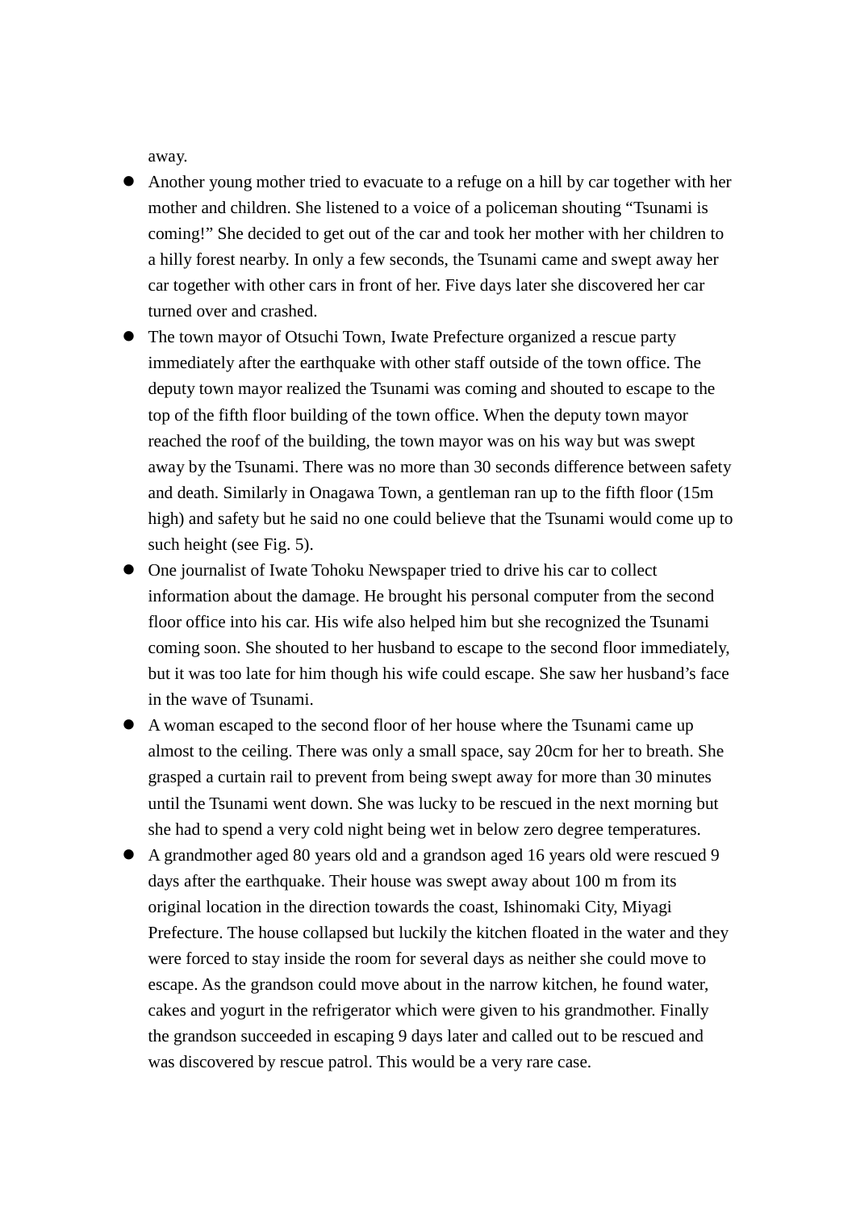away.

- Another young mother tried to evacuate to a refuge on a hill by car together with her mother and children. She listened to a voice of a policeman shouting “Tsunami is coming!” She decided to get out of the car and took her mother with her children to a hilly forest nearby. In only a few seconds, the Tsunami came and swept away her car together with other cars in front of her. Five days later she discovered her car turned over and crashed.
- The town mayor of Otsuchi Town, Iwate Prefecture organized a rescue party immediately after the earthquake with other staff outside of the town office. The deputy town mayor realized the Tsunami was coming and shouted to escape to the top of the fifth floor building of the town office. When the deputy town mayor reached the roof of the building, the town mayor was on his way but was swept away by the Tsunami. There was no more than 30 seconds difference between safety and death. Similarly in Onagawa Town, a gentleman ran up to the fifth floor (15m high) and safety but he said no one could believe that the Tsunami would come up to such height (see Fig. 5).
- One journalist of Iwate Tohoku Newspaper tried to drive his car to collect information about the damage. He brought his personal computer from the second floor office into his car. His wife also helped him but she recognized the Tsunami coming soon. She shouted to her husband to escape to the second floor immediately, but it was too late for him though his wife could escape. She saw her husband’s face in the wave of Tsunami.
- A woman escaped to the second floor of her house where the Tsunami came up almost to the ceiling. There was only a small space, say 20cm for her to breath. She grasped a curtain rail to prevent from being swept away for more than 30 minutes until the Tsunami went down. She was lucky to be rescued in the next morning but she had to spend a very cold night being wet in below zero degree temperatures.
- A grandmother aged 80 years old and a grandson aged 16 years old were rescued 9 days after the earthquake. Their house was swept away about 100 m from its original location in the direction towards the coast, Ishinomaki City, Miyagi Prefecture. The house collapsed but luckily the kitchen floated in the water and they were forced to stay inside the room for several days as neither she could move to escape. As the grandson could move about in the narrow kitchen, he found water, cakes and yogurt in the refrigerator which were given to his grandmother. Finally the grandson succeeded in escaping 9 days later and called out to be rescued and was discovered by rescue patrol. This would be a very rare case.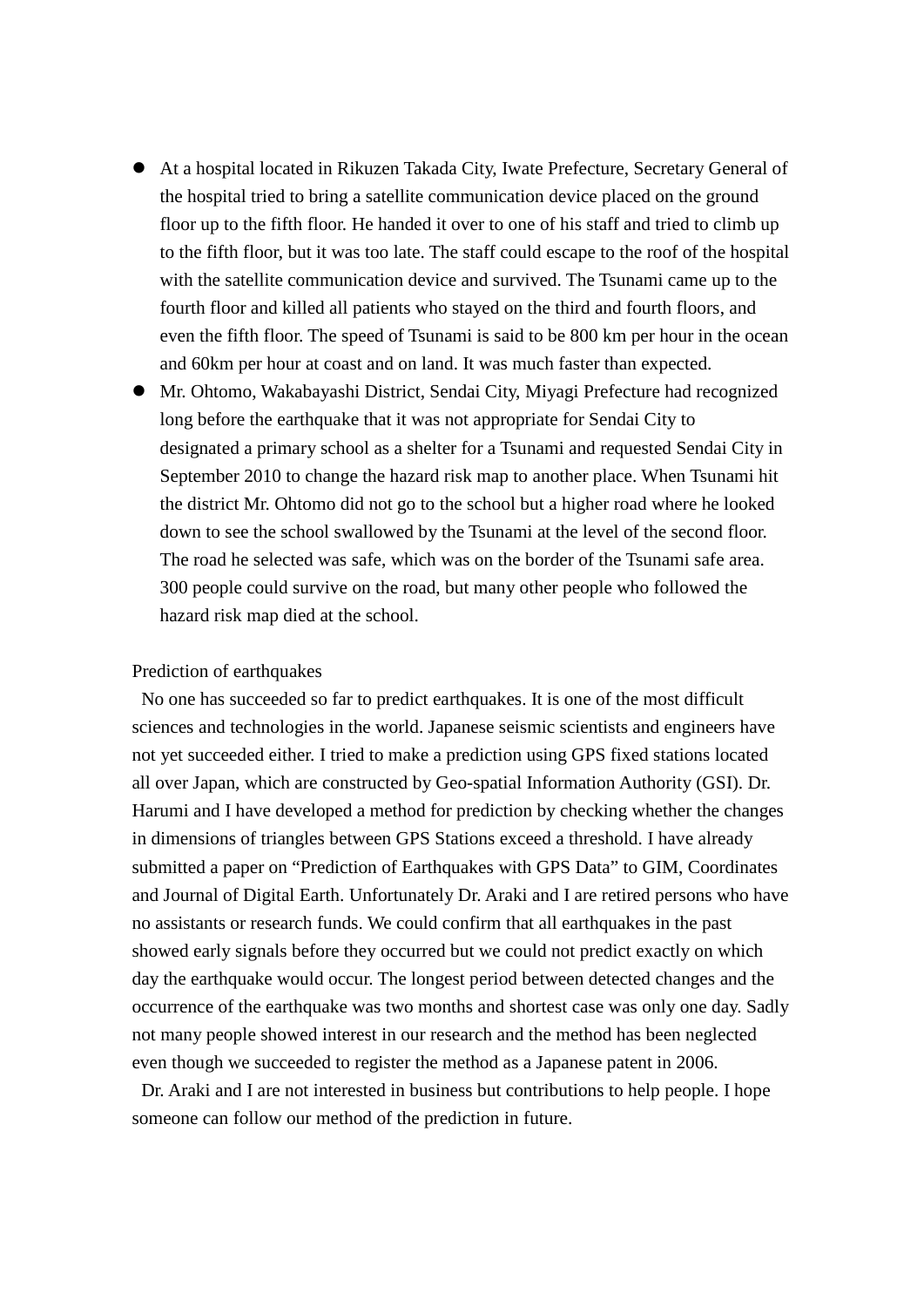- At a hospital located in Rikuzen Takada City, Iwate Prefecture, Secretary General of the hospital tried to bring a satellite communication device placed on the ground floor up to the fifth floor. He handed it over to one of his staff and tried to climb up to the fifth floor, but it was too late. The staff could escape to the roof of the hospital with the satellite communication device and survived. The Tsunami came up to the fourth floor and killed all patients who stayed on the third and fourth floors, and even the fifth floor. The speed of Tsunami is said to be 800 km per hour in the ocean and 60km per hour at coast and on land. It was much faster than expected.
- Mr. Ohtomo, Wakabayashi District, Sendai City, Miyagi Prefecture had recognized long before the earthquake that it was not appropriate for Sendai City to designated a primary school as a shelter for a Tsunami and requested Sendai City in September 2010 to change the hazard risk map to another place. When Tsunami hit the district Mr. Ohtomo did not go to the school but a higher road where he looked down to see the school swallowed by the Tsunami at the level of the second floor. The road he selected was safe, which was on the border of the Tsunami safe area. 300 people could survive on the road, but many other people who followed the hazard risk map died at the school.

Prediction of earthquakes

No one has succeeded so far to predict earthquakes. It is one of the most difficult sciences and technologies in the world. Japanese seismic scientists and engineers have not yet succeeded either. I tried to make a prediction using GPS fixed stations located all over Japan, which are constructed by Geo-spatial Information Authority (GSI). Dr. Harumi and I have developed a method for prediction by checking whether the changes in dimensions of triangles between GPS Stations exceed a threshold. I have already submitted a paper on "Prediction of Earthquakes with GPS Data" to GIM, Coordinates and Journal of Digital Earth. Unfortunately Dr. Araki and I are retired persons who have no assistants or research funds. We could confirm that all earthquakes in the past showed early signals before they occurred but we could not predict exactly on which day the earthquake would occur. The longest period between detected changes and the occurrence of the earthquake was two months and shortest case was only one day. Sadly not many people showed interest in our research and the method has been neglected even though we succeeded to register the method as a Japanese patent in 2006.

Dr. Araki and I are not interested in business but contributions to help people. I hope someone can follow our method of the prediction in future.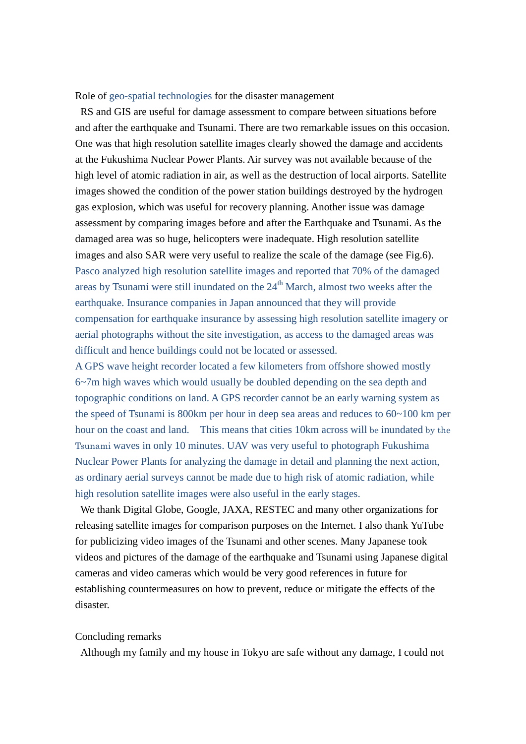## Role of geo-spatial technologies for the disaster management

RS and GIS are useful for damage assessment to compare between situations before and after the earthquake and Tsunami. There are two remarkable issues on this occasion. One was that high resolution satellite images clearly showed the damage and accidents at the Fukushima Nuclear Power Plants. Air survey was not available because of the high level of atomic radiation in air, as well as the destruction of local airports. Satellite images showed the condition of the power station buildings destroyed by the hydrogen gas explosion, which was useful for recovery planning. Another issue was damage assessment by comparing images before and after the Earthquake and Tsunami. As the damaged area was so huge, helicopters were inadequate. High resolution satellite images and also SAR were very useful to realize the scale of the damage (see Fig.6). Pasco analyzed high resolution satellite images and reported that 70% of the damaged areas by Tsunami were still inundated on the 24th March, almost two weeks after the earthquake. Insurance companies in Japan announced that they will provide compensation for earthquake insurance by assessing high resolution satellite imagery or aerial photographs without the site investigation, as access to the damaged areas was difficult and hence buildings could not be located or assessed.

A GPS wave height recorder located a few kilometers from offshore showed mostly 6~7m high waves which would usually be doubled depending on the sea depth and topographic conditions on land. A GPS recorder cannot be an early warning system as the speed of Tsunami is 800km per hour in deep sea areas and reduces to 60~100 km per hour on the coast and land. This means that cities 10km across will be inundated by the Tsunami waves in only 10 minutes. UAV was very useful to photograph Fukushima Nuclear Power Plants for analyzing the damage in detail and planning the next action, as ordinary aerial surveys cannot be made due to high risk of atomic radiation, while high resolution satellite images were also useful in the early stages.

We thank Digital Globe, Google, JAXA, RESTEC and many other organizations for releasing satellite images for comparison purposes on the Internet. I also thank YuTube for publicizing video images of the Tsunami and other scenes. Many Japanese took videos and pictures of the damage of the earthquake and Tsunami using Japanese digital cameras and video cameras which would be very good references in future for establishing countermeasures on how to prevent, reduce or mitigate the effects of the disaster.

## Concluding remarks

Although my family and my house in Tokyo are safe without any damage, I could not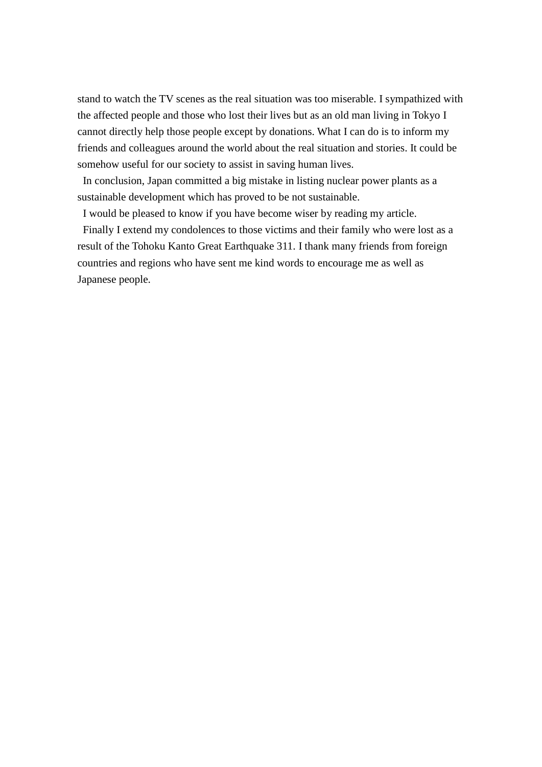stand to watch the TV scenes as the real situation was too miserable. I sympathized with the affected people and those who lost their lives but as an old man living in Tokyo I cannot directly help those people except by donations. What I can do is to inform my friends and colleagues around the world about the real situation and stories. It could be somehow useful for our society to assist in saving human lives.

In conclusion, Japan committed a big mistake in listing nuclear power plants as a sustainable development which has proved to be not sustainable.

I would be pleased to know if you have become wiser by reading my article.

Finally I extend my condolences to those victims and their family who were lost as a result of the Tohoku Kanto Great Earthquake 311. I thank many friends from foreign countries and regions who have sent me kind words to encourage me as well as Japanese people.